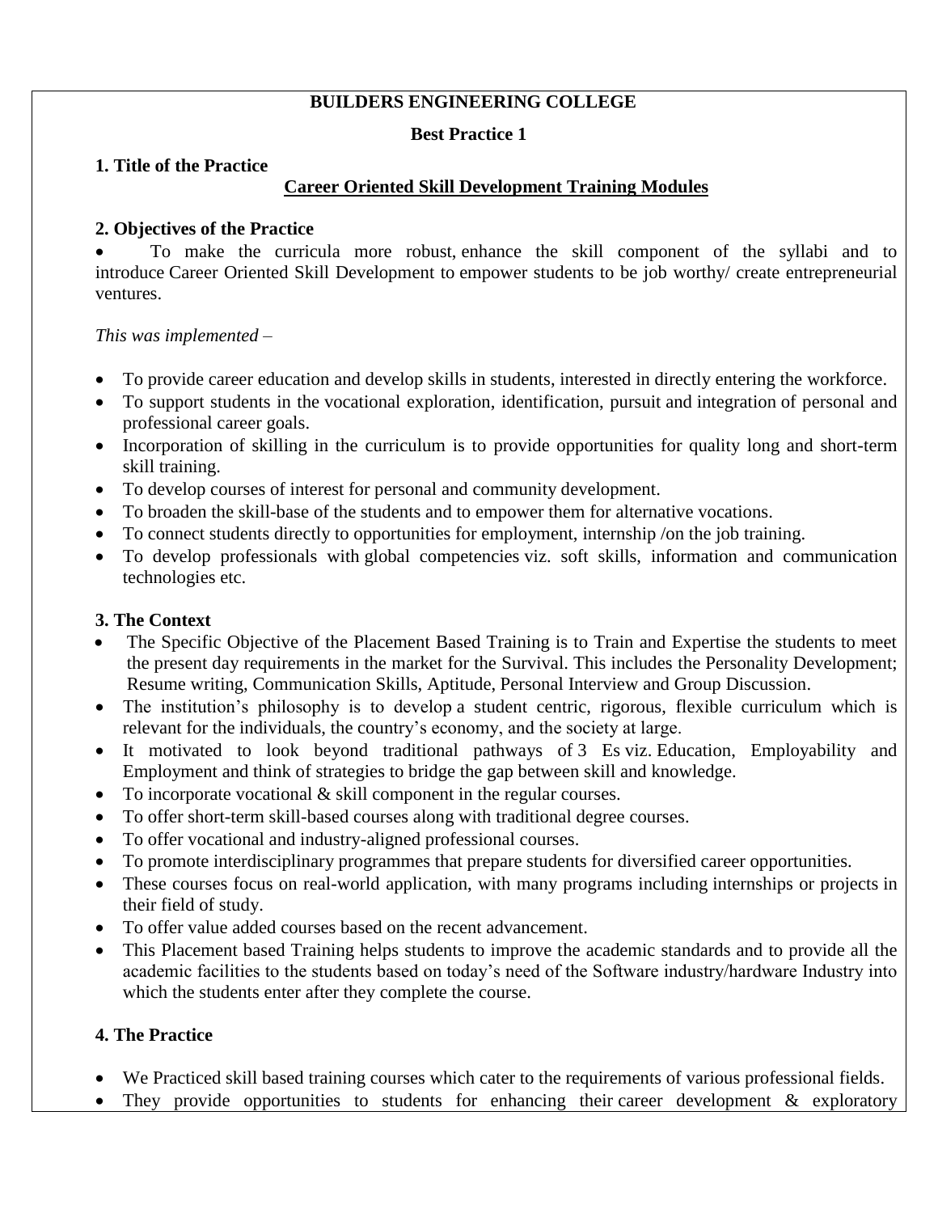**BUILDERS ENGINEERING COLLEGE**

**Best Practice 1**

**1. Title of the Practice**

**Career Oriented Skill Development Training Modules**

**2. Objectives of the Practice**

- To make the curricula more robust, enhance the skill component of the syllabi and to introduce Career Oriented Skill Development to empower students to be job worthy/ create entrepreneurial ventures.

*This was implemented –*

- To provide career education and develop skills in students, interested in directly entering the workforce.
- To support students in the vocational exploration, identification, pursuit and integration of personal and professional career goals.
- Incorporation of skilling in the curriculum is to provide opportunities for quality long and short-term skill training.
- To develop courses of interest for personal and community development.
- To broaden the skill-base of the students and to empower them for alternative vocations.
- To connect students directly to opportunities for employment, internship /on the job training.
- To develop professionals with global competencies viz. soft skills, information and communication technologies etc.

**3. The Context**

- The Specific Objective of the Placement Based Training is to Train and Expertise the students to meet the present day requirements in the market for the Survival. This includes the Personality Development; Resume writing, Communication Skills, Aptitude, Personal Interview and Group Discussion.
- The institution's philosophy is to develop a student centric, rigorous, flexible curriculum which is relevant for the individuals, the country's economy, and the society at large.
- It motivated to look beyond traditional pathways of 3 Es viz. Education, Employability and Employment and think of strategies to bridge the gap between skill and knowledge.
- To incorporate vocational & skill component in the regular courses.
- To offer short-term skill-based courses along with traditional degree courses.
- To offer vocational and industry-aligned professional courses.
- To promote interdisciplinary programmes that prepare students for diversified career opportunities.
- These courses focus on real-world application, with many programs including internships or projects in their field of study.
- To offer value added courses based on the recent advancement.
- This Placement based Training helps students to improve the academic standards and to provide all the academic facilities to the students based on today's need of the Software industry/hardware Industry into which the students enter after they complete the course.

**4. The Practice**

- We Practiced skill based training courses which cater to the requirements of various professional fields.
- They provide opportunities to students for enhancing their career development & exploratory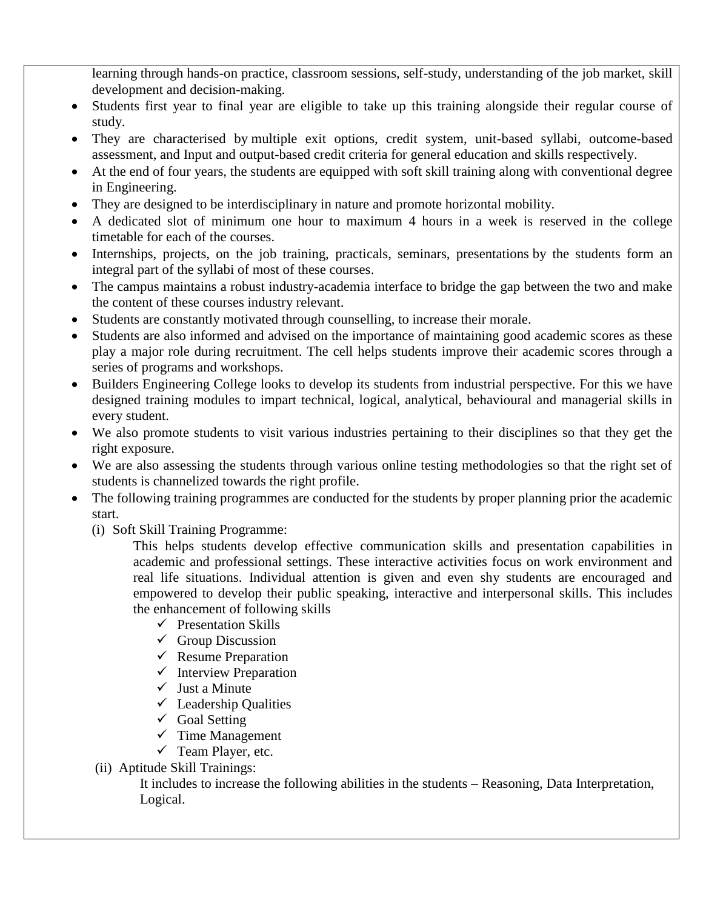learning through hands-on practice, classroom sessions, self-study, understanding of the job market, skill development and decision-making.

- Students first year to final year are eligible to take up this training alongside their regular course of study.
- They are characterised by multiple exit options, credit system, unit-based syllabi, outcome-based assessment, and Input and output-based credit criteria for general education and skills respectively.
- At the end of four years, the students are equipped with soft skill training along with conventional degree in Engineering.
- They are designed to be interdisciplinary in nature and promote horizontal mobility.
- A dedicated slot of minimum one hour to maximum 4 hours in a week is reserved in the college timetable for each of the courses.
- Internships, projects, on the job training, practicals, seminars, presentations by the students form an integral part of the syllabi of most of these courses.
- The campus maintains a robust industry-academia interface to bridge the gap between the two and make the content of these courses industry relevant.
- Students are constantly motivated through counselling, to increase their morale.
- Students are also informed and advised on the importance of maintaining good academic scores as these play a major role during recruitment. The cell helps students improve their academic scores through a series of programs and workshops.
- Builders Engineering College looks to develop its students from industrial perspective. For this we have designed training modules to impart technical, logical, analytical, behavioural and managerial skills in every student.
- We also promote students to visit various industries pertaining to their disciplines so that they get the right exposure.
- We are also assessing the students through various online testing methodologies so that the right set of students is channelized towards the right profile.
- The following training programmes are conducted for the students by proper planning prior the academic start.

  (i) Soft Skill Training Programme:

  This helps students develop effective communication skills and presentation capabilities in academic and professional settings. These interactive activities focus on work environment and real life situations. Individual attention is given and even shy students are encouraged and empowered to develop their public speaking, interactive and interpersonal skills. This includes the enhancement of following skills

  - ✓ Presentation Skills
  - ✓ Group Discussion
  - ✓ Resume Preparation
  - ✓ Interview Preparation
  - ✓ Just a Minute
  - ✓ Leadership Qualities
  - ✓ Goal Setting
  - ✓ Time Management
  - ✓ Team Player, etc.

  (ii) Aptitude Skill Trainings:

  It includes to increase the following abilities in the students – Reasoning, Data Interpretation, Logical.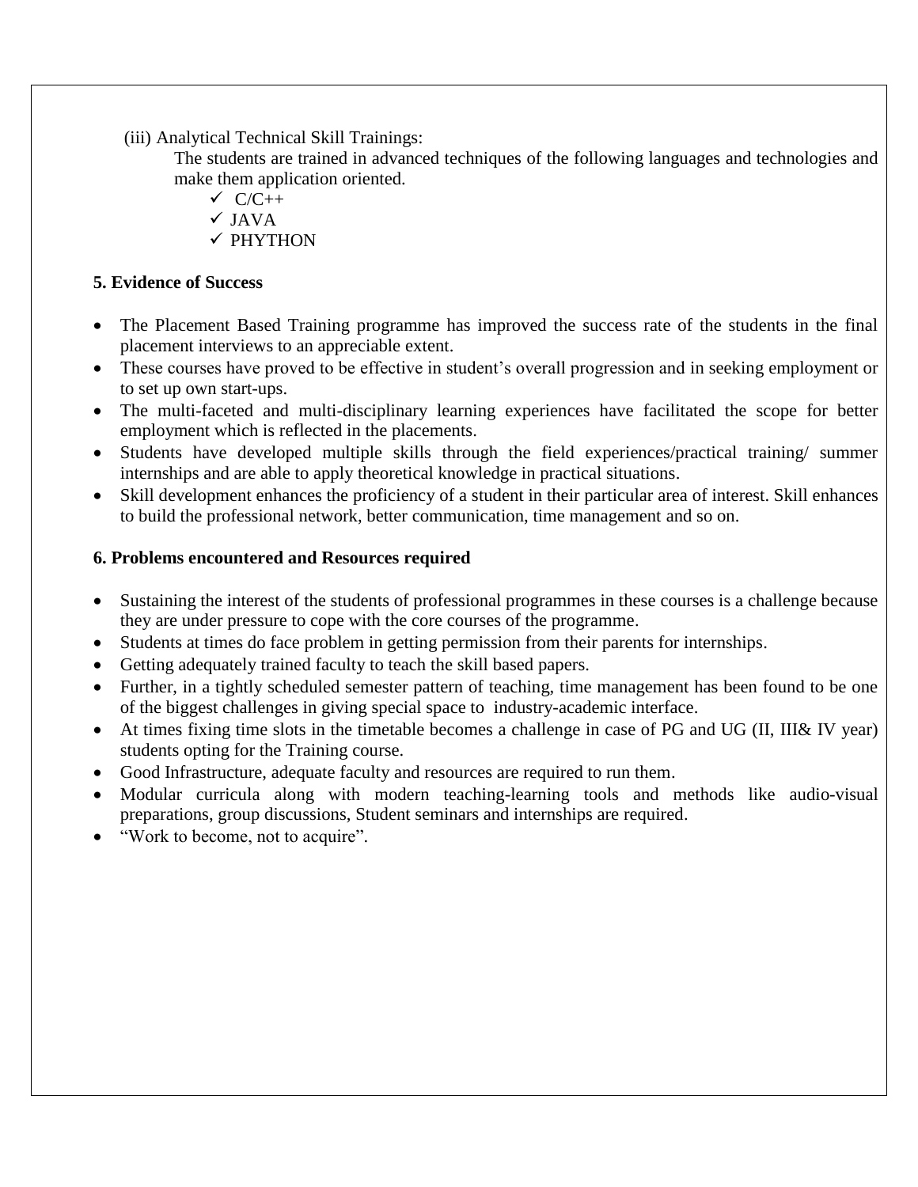(iii) Analytical Technical Skill Trainings:

The students are trained in advanced techniques of the following languages and technologies and make them application oriented.

- ✓ C/C++
- ✓ JAVA
- ✓ PHYTHON

**5. Evidence of Success**

- The Placement Based Training programme has improved the success rate of the students in the final placement interviews to an appreciable extent.
- These courses have proved to be effective in student's overall progression and in seeking employment or to set up own start-ups.
- The multi-faceted and multi-disciplinary learning experiences have facilitated the scope for better employment which is reflected in the placements.
- Students have developed multiple skills through the field experiences/practical training/ summer internships and are able to apply theoretical knowledge in practical situations.
- Skill development enhances the proficiency of a student in their particular area of interest. Skill enhances to build the professional network, better communication, time management and so on.

**6. Problems encountered and Resources required**

- Sustaining the interest of the students of professional programmes in these courses is a challenge because they are under pressure to cope with the core courses of the programme.
- Students at times do face problem in getting permission from their parents for internships.
- Getting adequately trained faculty to teach the skill based papers.
- Further, in a tightly scheduled semester pattern of teaching, time management has been found to be one of the biggest challenges in giving special space to industry-academic interface.
- At times fixing time slots in the timetable becomes a challenge in case of PG and UG (II, III& IV year) students opting for the Training course.
- Good Infrastructure, adequate faculty and resources are required to run them.
- Modular curricula along with modern teaching-learning tools and methods like audio-visual preparations, group discussions, Student seminars and internships are required.
- "Work to become, not to acquire".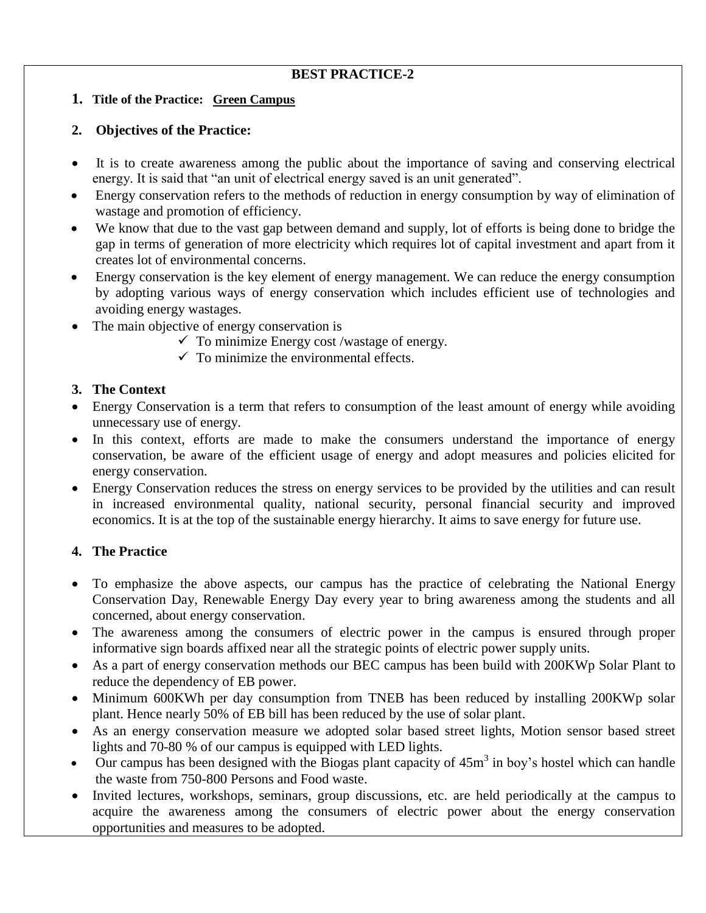## BEST PRACTICE-2

1. **Title of the Practice: Green Campus**

2. **Objectives of the Practice:**

- It is to create awareness among the public about the importance of saving and conserving electrical energy. It is said that "an unit of electrical energy saved is an unit generated".
- Energy conservation refers to the methods of reduction in energy consumption by way of elimination of wastage and promotion of efficiency.
- We know that due to the vast gap between demand and supply, lot of efforts is being done to bridge the gap in terms of generation of more electricity which requires lot of capital investment and apart from it creates lot of environmental concerns.
- Energy conservation is the key element of energy management. We can reduce the energy consumption by adopting various ways of energy conservation which includes efficient use of technologies and avoiding energy wastages.
- The main objective of energy conservation is
  - ✓ To minimize Energy cost /wastage of energy.
  - ✓ To minimize the environmental effects.

3. **The Context**

- Energy Conservation is a term that refers to consumption of the least amount of energy while avoiding unnecessary use of energy.
- In this context, efforts are made to make the consumers understand the importance of energy conservation, be aware of the efficient usage of energy and adopt measures and policies elicited for energy conservation.
- Energy Conservation reduces the stress on energy services to be provided by the utilities and can result in increased environmental quality, national security, personal financial security and improved economics. It is at the top of the sustainable energy hierarchy. It aims to save energy for future use.

4. **The Practice**

- To emphasize the above aspects, our campus has the practice of celebrating the National Energy Conservation Day, Renewable Energy Day every year to bring awareness among the students and all concerned, about energy conservation.
- The awareness among the consumers of electric power in the campus is ensured through proper informative sign boards affixed near all the strategic points of electric power supply units.
- As a part of energy conservation methods our BEC campus has been build with 200KWp Solar Plant to reduce the dependency of EB power.
- Minimum 600KWh per day consumption from TNEB has been reduced by installing 200KWp solar plant. Hence nearly 50% of EB bill has been reduced by the use of solar plant.
- As an energy conservation measure we adopted solar based street lights, Motion sensor based street lights and 70-80 % of our campus is equipped with LED lights.
- Our campus has been designed with the Biogas plant capacity of $45m^3$ in boy's hostel which can handle the waste from 750-800 Persons and Food waste.
- Invited lectures, workshops, seminars, group discussions, etc. are held periodically at the campus to acquire the awareness among the consumers of electric power about the energy conservation opportunities and measures to be adopted.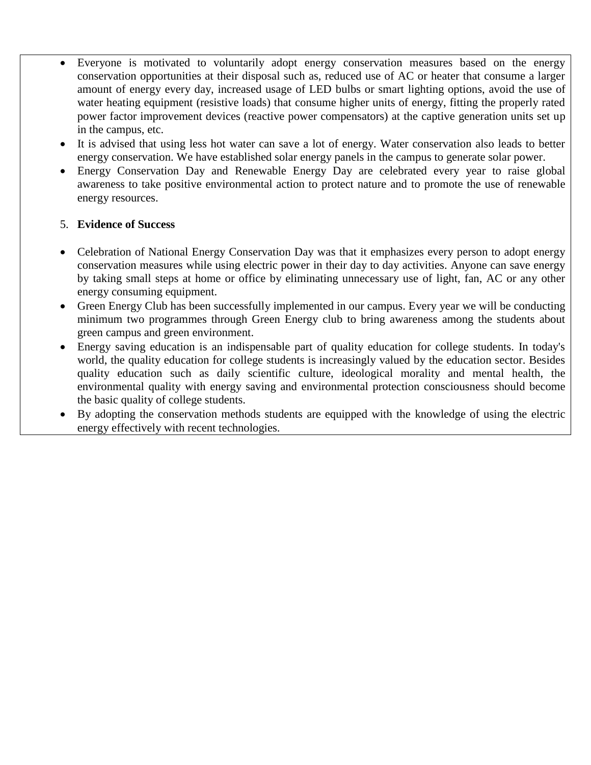- Everyone is motivated to voluntarily adopt energy conservation measures based on the energy conservation opportunities at their disposal such as, reduced use of AC or heater that consume a larger amount of energy every day, increased usage of LED bulbs or smart lighting options, avoid the use of water heating equipment (resistive loads) that consume higher units of energy, fitting the properly rated power factor improvement devices (reactive power compensators) at the captive generation units set up in the campus, etc.
- It is advised that using less hot water can save a lot of energy. Water conservation also leads to better energy conservation. We have established solar energy panels in the campus to generate solar power.
- Energy Conservation Day and Renewable Energy Day are celebrated every year to raise global awareness to take positive environmental action to protect nature and to promote the use of renewable energy resources.

5. **Evidence of Success**

- Celebration of National Energy Conservation Day was that it emphasizes every person to adopt energy conservation measures while using electric power in their day to day activities. Anyone can save energy by taking small steps at home or office by eliminating unnecessary use of light, fan, AC or any other energy consuming equipment.
- Green Energy Club has been successfully implemented in our campus. Every year we will be conducting minimum two programmes through Green Energy club to bring awareness among the students about green campus and green environment.
- Energy saving education is an indispensable part of quality education for college students. In today's world, the quality education for college students is increasingly valued by the education sector. Besides quality education such as daily scientific culture, ideological morality and mental health, the environmental quality with energy saving and environmental protection consciousness should become the basic quality of college students.
- By adopting the conservation methods students are equipped with the knowledge of using the electric energy effectively with recent technologies.